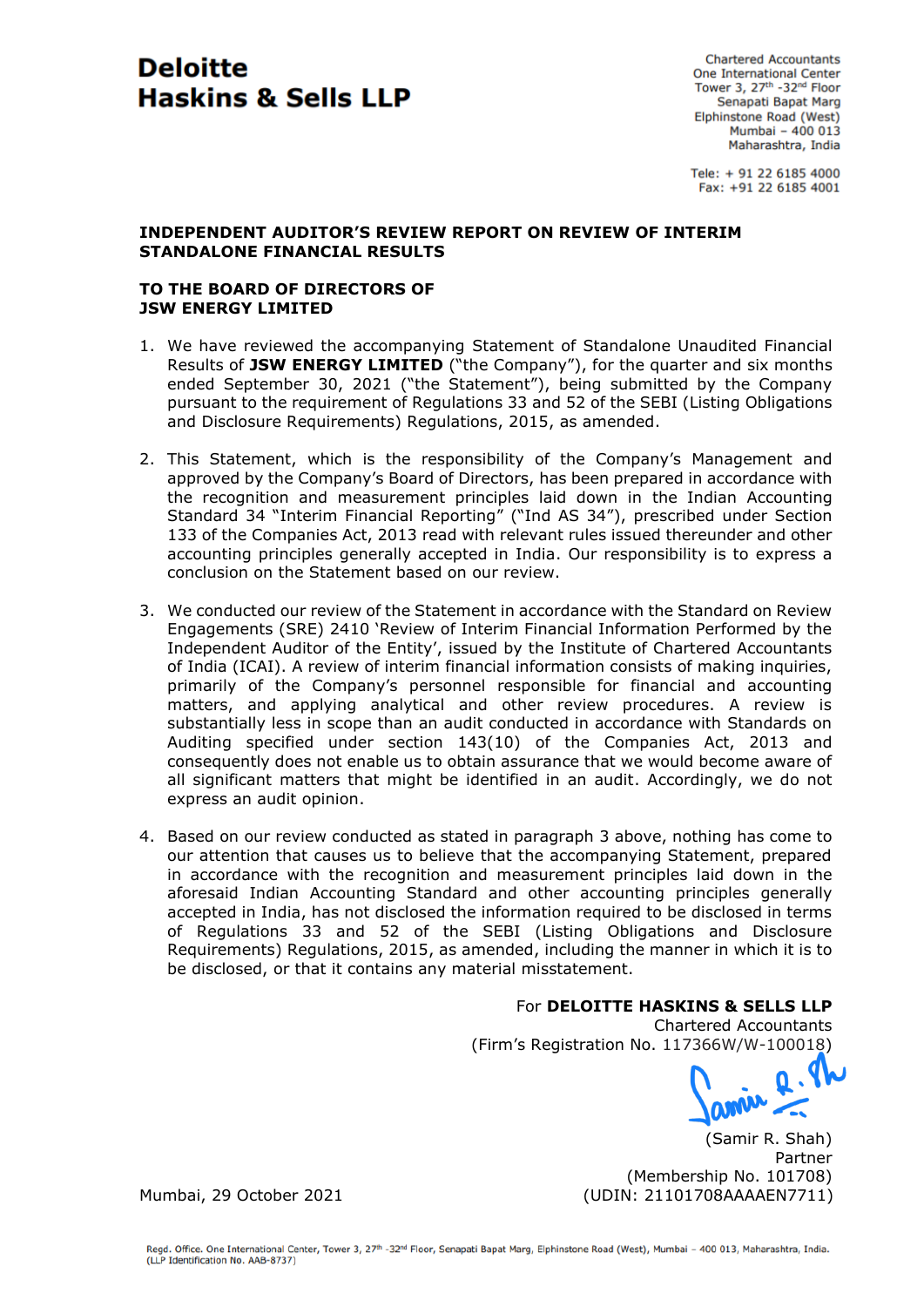# Deloitte Haskins & Sells LLP

Chartered Accountants
One International Center
Tower 3, 27th -32nd Floor
Senapati Bapat Marg
Elphinstone Road (West)
Mumbai – 400 013
Maharashtra, India

Tele: + 91 22 6185 4000
Fax: +91 22 6185 4001

## INDEPENDENT AUDITOR'S REVIEW REPORT ON REVIEW OF INTERIM STANDALONE FINANCIAL RESULTS

## TO THE BOARD OF DIRECTORS OF JSW ENERGY LIMITED

1. We have reviewed the accompanying Statement of Standalone Unaudited Financial Results of **JSW ENERGY LIMITED** ("the Company"), for the quarter and six months ended September 30, 2021 ("the Statement"), being submitted by the Company pursuant to the requirement of Regulations 33 and 52 of the SEBI (Listing Obligations and Disclosure Requirements) Regulations, 2015, as amended.

2. This Statement, which is the responsibility of the Company's Management and approved by the Company's Board of Directors, has been prepared in accordance with the recognition and measurement principles laid down in the Indian Accounting Standard 34 "Interim Financial Reporting" ("Ind AS 34"), prescribed under Section 133 of the Companies Act, 2013 read with relevant rules issued thereunder and other accounting principles generally accepted in India. Our responsibility is to express a conclusion on the Statement based on our review.

3. We conducted our review of the Statement in accordance with the Standard on Review Engagements (SRE) 2410 'Review of Interim Financial Information Performed by the Independent Auditor of the Entity', issued by the Institute of Chartered Accountants of India (ICAI). A review of interim financial information consists of making inquiries, primarily of the Company's personnel responsible for financial and accounting matters, and applying analytical and other review procedures. A review is substantially less in scope than an audit conducted in accordance with Standards on Auditing specified under section 143(10) of the Companies Act, 2013 and consequently does not enable us to obtain assurance that we would become aware of all significant matters that might be identified in an audit. Accordingly, we do not express an audit opinion.

4. Based on our review conducted as stated in paragraph 3 above, nothing has come to our attention that causes us to believe that the accompanying Statement, prepared in accordance with the recognition and measurement principles laid down in the aforesaid Indian Accounting Standard and other accounting principles generally accepted in India, has not disclosed the information required to be disclosed in terms of Regulations 33 and 52 of the SEBI (Listing Obligations and Disclosure Requirements) Regulations, 2015, as amended, including the manner in which it is to be disclosed, or that it contains any material misstatement.

For **DELOITTE HASKINS & SELLS LLP**
Chartered Accountants
(Firm's Registration No. 117366W/W-100018)

(Samir R. Shah)
Partner
(Membership No. 101708)
(UDIN: 21101708AAAAEN7711)

Mumbai, 29 October 2021

Regd. Office. One International Center, Tower 3, 27th -32nd Floor, Senapati Bapat Marg, Elphinstone Road (West), Mumbai – 400 013, Maharashtra, India.
(LLP Identification No. AAB-8737)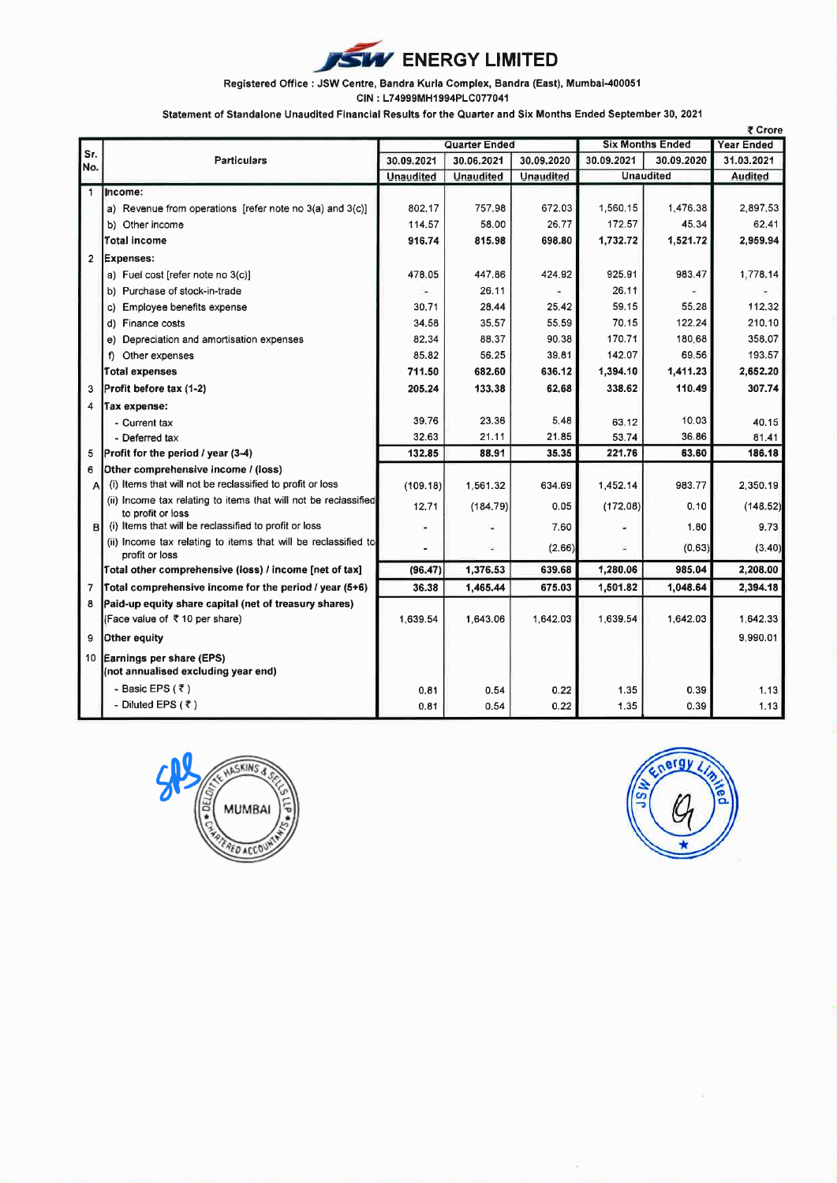# JSW ENERGY LIMITED

Registered Office : JSW Centre, Bandra Kurla Complex, Bandra (East), Mumbai-400051

CIN : L74999MH1994PLC077041

Statement of Standalone Unaudited Financial Results for the Quarter and Six Months Ended September 30, 2021

₹ Crore

| Sr. No. | Particulars | Quarter Ended | | | Six Months Ended | | Year Ended |
|---|---|---|---|---|---|---|---|
| | | 30.09.2021 | 30.06.2021 | 30.09.2020 | 30.09.2021 | 30.09.2020 | 31.03.2021 |
| | | Unaudited | Unaudited | Unaudited | Unaudited | | Audited |
| 1 | **Income:** | | | | | | |
| | a) Revenue from operations [refer note no 3(a) and 3(c)] | 802.17 | 757.98 | 672.03 | 1,560.15 | 1,476.38 | 2,897.53 |
| | b) Other income | 114.57 | 58.00 | 26.77 | 172.57 | 45.34 | 62.41 |
| | **Total income** | **916.74** | **815.98** | **698.80** | **1,732.72** | **1,521.72** | **2,959.94** |
| 2 | **Expenses:** | | | | | | |
| | a) Fuel cost [refer note no 3(c)] | 478.05 | 447.86 | 424.92 | 925.91 | 983.47 | 1,778.14 |
| | b) Purchase of stock-in-trade | - | 26.11 | - | 26.11 | - | - |
| | c) Employee benefits expense | 30.71 | 28.44 | 25.42 | 59.15 | 55.28 | 112.32 |
| | d) Finance costs | 34.58 | 35.57 | 55.59 | 70.15 | 122.24 | 210.10 |
| | e) Depreciation and amortisation expenses | 82.34 | 88.37 | 90.38 | 170.71 | 180.68 | 358.07 |
| | f) Other expenses | 85.82 | 56.25 | 39.81 | 142.07 | 69.56 | 193.57 |
| | **Total expenses** | **711.50** | **682.60** | **636.12** | **1,394.10** | **1,411.23** | **2,652.20** |
| 3 | **Profit before tax (1-2)** | **205.24** | **133.38** | **62.68** | **338.62** | **110.49** | **307.74** |
| 4 | **Tax expense:** | | | | | | |
| | - Current tax | 39.76 | 23.36 | 5.48 | 63.12 | 10.03 | 40.15 |
| | - Deferred tax | 32.63 | 21.11 | 21.85 | 53.74 | 36.86 | 81.41 |
| 5 | **Profit for the period / year (3-4)** | **132.85** | **88.91** | **35.35** | **221.76** | **63.60** | **186.18** |
| 6 | **Other comprehensive income / (loss)** | | | | | | |
| A | (i) Items that will not be reclassified to profit or loss | (109.18) | 1,561.32 | 634.69 | 1,452.14 | 983.77 | 2,350.19 |
| | (ii) Income tax relating to items that will not be reclassified to profit or loss | 12.71 | (184.79) | 0.05 | (172.08) | 0.10 | (148.52) |
| B | (i) Items that will be reclassified to profit or loss | - | - | 7.60 | - | 1.80 | 9.73 |
| | (ii) Income tax relating to items that will be reclassified to profit or loss | - | - | (2.66) | - | (0.63) | (3.40) |
| | **Total other comprehensive (loss) / income [net of tax]** | **(96.47)** | **1,376.53** | **639.68** | **1,280.06** | **985.04** | **2,208.00** |
| 7 | **Total comprehensive income for the period / year (5+6)** | **36.38** | **1,465.44** | **675.03** | **1,501.82** | **1,048.64** | **2,394.18** |
| 8 | **Paid-up equity share capital (net of treasury shares)** (Face value of ₹ 10 per share) | 1,639.54 | 1,643.06 | 1,642.03 | 1,639.54 | 1,642.03 | 1,642.33 |
| 9 | **Other equity** | | | | | | 9,990.01 |
| 10 | **Earnings per share (EPS)** (not annualised excluding year end) | | | | | | |
| | - Basic EPS ( ₹ ) | 0.81 | 0.54 | 0.22 | 1.35 | 0.39 | 1.13 |
| | - Diluted EPS ( ₹ ) | 0.81 | 0.54 | 0.22 | 1.35 | 0.39 | 1.13 |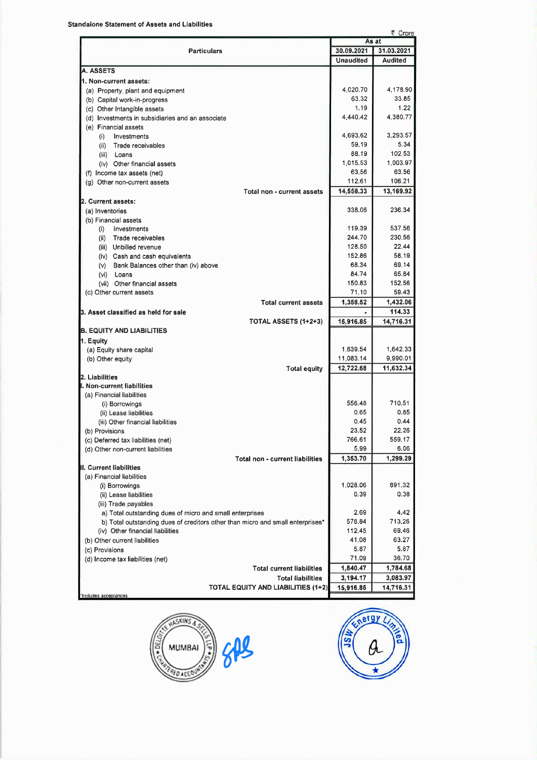**Standalone Statement of Assets and Liabilities**

₹ Crore

| Particulars | As at | |
|---|---|---|
| | 30.09.2021 | 31.03.2021 |
| | Unaudited | Audited |
| **A. ASSETS** | | |
| **1. Non-current assets:** | | |
| (a) Property, plant and equipment | 4,020.70 | 4,178.90 |
| (b) Capital work-in-progress | 63.32 | 33.85 |
| (c) Other Intangible assets | 1.19 | 1.22 |
| (d) Investments in subsidiaries and an associate | 4,440.42 | 4,380.77 |
| (e) Financial assets | | |
| (i) Investments | 4,693.62 | 3,293.57 |
| (ii) Trade receivables | 59.19 | 5.34 |
| (iii) Loans | 88.19 | 102.53 |
| (iv) Other financial assets | 1,015.53 | 1,003.97 |
| (f) Income tax assets (net) | 63.56 | 63.56 |
| (g) Other non-current assets | 112.61 | 106.21 |
| **Total non - current assets** | **14,558.33** | **13,169.92** |
| **2. Current assets:** | | |
| (a) Inventories | 338.06 | 236.34 |
| (b) Financial assets | | |
| (i) Investments | 119.39 | 537.56 |
| (ii) Trade receivables | 244.70 | 230.56 |
| (iii) Unbilled revenue | 128.50 | 22.44 |
| (iv) Cash and cash equivalents | 152.86 | 58.19 |
| (v) Bank Balances other than (iv) above | 68.34 | 69.14 |
| (vi) Loans | 84.74 | 65.84 |
| (vii) Other financial assets | 150.83 | 152.56 |
| (c) Other current assets | 71.10 | 59.43 |
| **Total current assets** | **1,358.52** | **1,432.06** |
| **3. Asset classified as held for sale** | - | **114.33** |
| **TOTAL ASSETS (1+2+3)** | **15,916.85** | **14,716.31** |
| **B. EQUITY AND LIABILITIES** | | |
| **1. Equity** | | |
| (a) Equity share capital | 1,639.54 | 1,642.33 |
| (b) Other equity | 11,083.14 | 9,990.01 |
| **Total equity** | **12,722.68** | **11,632.34** |
| **2. Liabilities** | | |
| **I. Non-current liabilities** | | |
| (a) Financial liabilities | | |
| (i) Borrowings | 556.48 | 710.51 |
| (ii) Lease liabilities | 0.65 | 0.85 |
| (iii) Other financial liabilities | 0.45 | 0.44 |
| (b) Provisions | 23.52 | 22.26 |
| (c) Deferred tax liabilities (net) | 766.61 | 559.17 |
| (d) Other non-current liabilities | 5.99 | 6.06 |
| **Total non - current liabilities** | **1,353.70** | **1,299.29** |
| **II. Current liabilities** | | |
| (a) Financial liabilities | | |
| (i) Borrowings | 1,028.06 | 891.32 |
| (ii) Lease liabilities | 0.39 | 0.38 |
| (iii) Trade payables | | |
| a) Total outstanding dues of micro and small enterprises | 2.69 | 4.42 |
| b) Total outstanding dues of creditors other than micro and small enterprises* | 578.84 | 713.26 |
| (iv) Other financial liabilities | 112.45 | 69.46 |
| (b) Other current liabilities | 41.08 | 63.27 |
| (c) Provisions | 5.87 | 5.87 |
| (d) Income tax liabilities (net) | 71.09 | 36.70 |
| **Total current liabilities** | **1,840.47** | **1,784.68** |
| **Total liabilities** | **3,194.17** | **3,083.97** |
| **TOTAL EQUITY AND LIABILITIES (1+2)** | **15,916.85** | **14,716.31** |

*Includes acceptances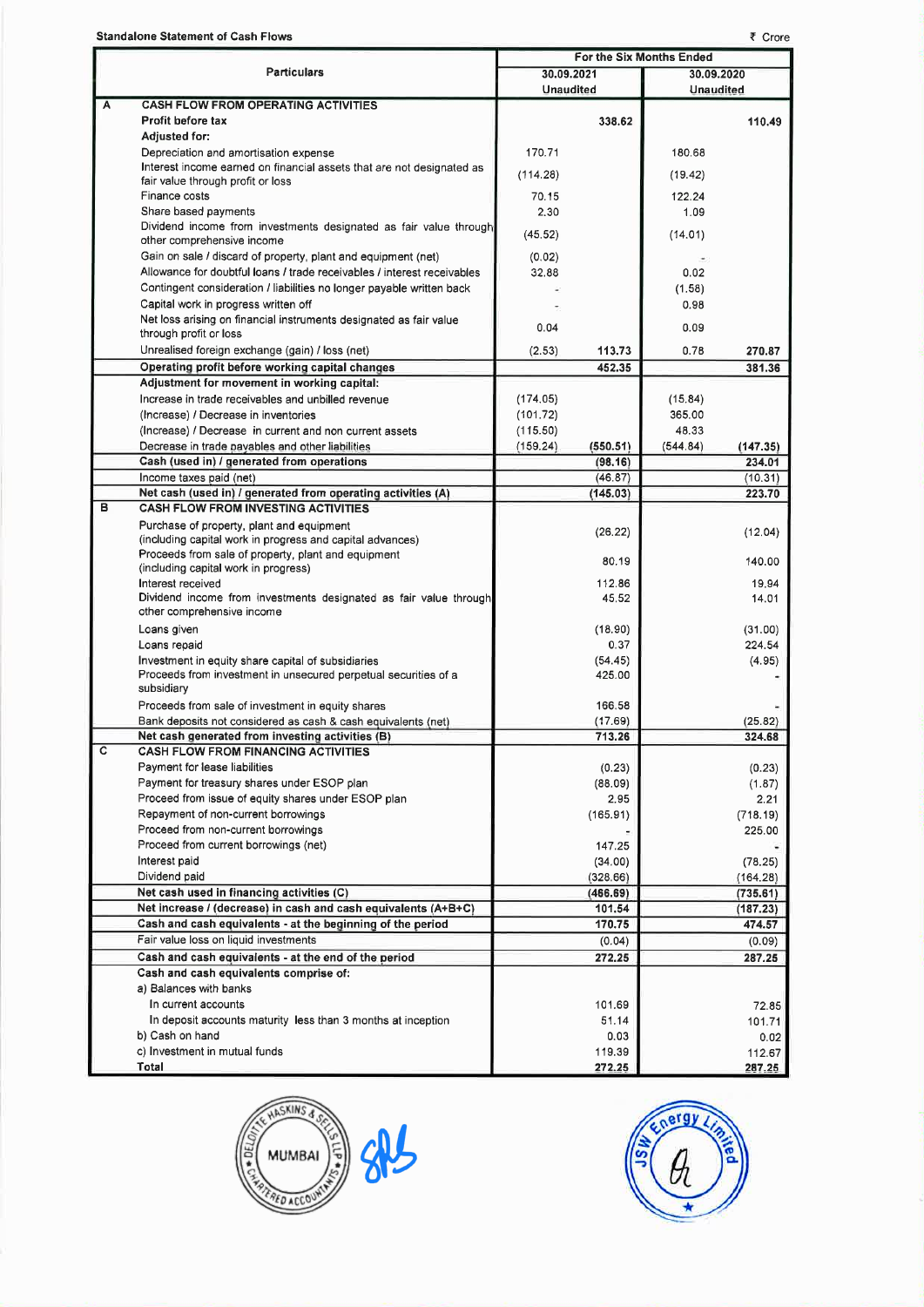**Standalone Statement of Cash Flows**

₹ Crore

| | Particulars | For the Six Months Ended | | | |
|---|---|---|---|---|---|
| | | 30.09.2021 Unaudited | | 30.09.2020 Unaudited | |
| **A** | **CASH FLOW FROM OPERATING ACTIVITIES** | | | | |
| | **Profit before tax** | | **338.62** | | **110.49** |
| | **Adjusted for:** | | | | |
| | Depreciation and amortisation expense | 170.71 | | 180.68 | |
| | Interest income earned on financial assets that are not designated as fair value through profit or loss | (114.28) | | (19.42) | |
| | Finance costs | 70.15 | | 122.24 | |
| | Share based payments | 2.30 | | 1.09 | |
| | Dividend income from investments designated as fair value through other comprehensive income | (45.52) | | (14.01) | |
| | Gain on sale / discard of property, plant and equipment (net) | (0.02) | | - | |
| | Allowance for doubtful loans / trade receivables / interest receivables | 32.88 | | 0.02 | |
| | Contingent consideration / liabilities no longer payable written back | - | | (1.58) | |
| | Capital work in progress written off | - | | 0.98 | |
| | Net loss arising on financial instruments designated as fair value through profit or loss | 0.04 | | 0.09 | |
| | Unrealised foreign exchange (gain) / loss (net) | (2.53) | 113.73 | 0.78 | 270.87 |
| | **Operating profit before working capital changes** | | **452.35** | | **381.36** |
| | **Adjustment for movement in working capital:** | | | | |
| | Increase in trade receivables and unbilled revenue | (174.05) | | (15.84) | |
| | (Increase) / Decrease in inventories | (101.72) | | 365.00 | |
| | (Increase) / Decrease in current and non current assets | (115.50) | | 48.33 | |
| | Decrease in trade payables and other liabilities | (159.24) | **(550.51)** | (544.84) | **(147.35)** |
| | **Cash (used in) / generated from operations** | | **(98.16)** | | **234.01** |
| | Income taxes paid (net) | | (46.87) | | (10.31) |
| | **Net cash (used in) / generated from operating activities (A)** | | **(145.03)** | | **223.70** |
| **B** | **CASH FLOW FROM INVESTING ACTIVITIES** | | | | |
| | Purchase of property, plant and equipment (including capital work in progress and capital advances) | | (26.22) | | (12.04) |
| | Proceeds from sale of property, plant and equipment (including capital work in progress) | | 80.19 | | 140.00 |
| | Interest received | | 112.86 | | 19.94 |
| | Dividend income from investments designated as fair value through other comprehensive income | | 45.52 | | 14.01 |
| | Loans given | | (18.90) | | (31.00) |
| | Loans repaid | | 0.37 | | 224.54 |
| | Investment in equity share capital of subsidiaries | | (54.45) | | (4.95) |
| | Proceeds from investment in unsecured perpetual securities of a subsidiary | | 425.00 | | - |
| | Proceeds from sale of investment in equity shares | | 166.58 | | - |
| | Bank deposits not considered as cash & cash equivalents (net) | | (17.69) | | (25.82) |
| | **Net cash generated from investing activities (B)** | | **713.26** | | **324.68** |
| **C** | **CASH FLOW FROM FINANCING ACTIVITIES** | | | | |
| | Payment for lease liabilities | | (0.23) | | (0.23) |
| | Payment for treasury shares under ESOP plan | | (88.09) | | (1.87) |
| | Proceed from issue of equity shares under ESOP plan | | 2.95 | | 2.21 |
| | Repayment of non-current borrowings | | (165.91) | | (718.19) |
| | Proceed from non-current borrowings | | - | | 225.00 |
| | Proceed from current borrowings (net) | | 147.25 | | - |
| | Interest paid | | (34.00) | | (78.25) |
| | Dividend paid | | (328.66) | | (164.28) |
| | **Net cash used in financing activities (C)** | | **(466.69)** | | **(735.61)** |
| | **Net increase / (decrease) in cash and cash equivalents (A+B+C)** | | **101.54** | | **(187.23)** |
| | **Cash and cash equivalents - at the beginning of the period** | | **170.75** | | **474.57** |
| | Fair value loss on liquid investments | | (0.04) | | (0.09) |
| | **Cash and cash equivalents - at the end of the period** | | **272.25** | | **287.25** |
| | **Cash and cash equivalents comprise of:** | | | | |
| | a) Balances with banks | | | | |
| | In current accounts | | 101.69 | | 72.85 |
| | In deposit accounts maturity less than 3 months at inception | | 51.14 | | 101.71 |
| | b) Cash on hand | | 0.03 | | 0.02 |
| | c) Investment in mutual funds | | 119.39 | | 112.67 |
| | **Total** | | **272.25** | | **287.25** |

DELOITTE HASKINS & SELLS LLP MUMBAI CHARTERED ACCOUNTANTS

JSW Energy Limited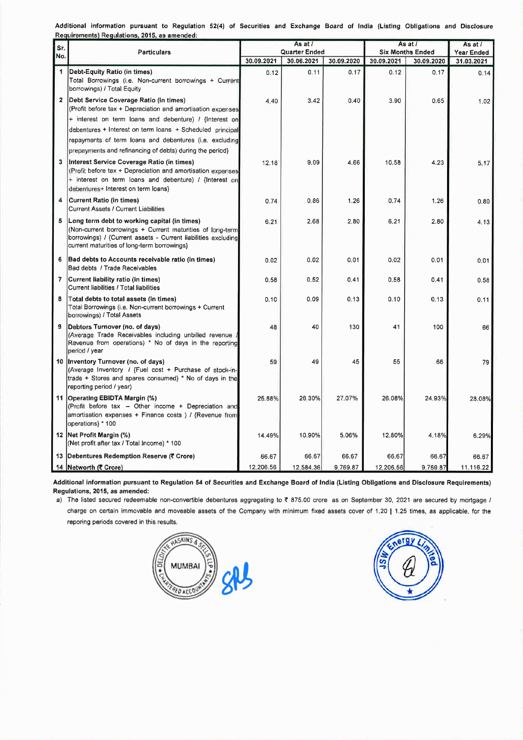**Additional information pursuant to Regulation 52(4) of Securities and Exchange Board of India (Listing Obligations and Disclosure Requirements) Regulations, 2015, as amended:**

| Sr. No. | Particulars | As at / Quarter Ended | | | As at / Six Months Ended | | As at / Year Ended |
|---|---|---|---|---|---|---|---|
| | | 30.09.2021 | 30.06.2021 | 30.09.2020 | 30.09.2021 | 30.09.2020 | 31.03.2021 |
| 1 | **Debt-Equity Ratio (in times)** Total Borrowings (i.e. Non-current borrowings + Current borrowings) / Total Equity | 0.12 | 0.11 | 0.17 | 0.12 | 0.17 | 0.14 |
| 2 | **Debt Service Coverage Ratio (in times)** (Profit before tax + Depreciation and amortisation expenses + interest on term loans and debenture) / {Interest on debentures + Interest on term loans + Scheduled principal repayments of term loans and debentures (i.e. excluding prepayments and refinancing of debts) during the period} | 4.40 | 3.42 | 0.40 | 3.90 | 0.65 | 1.02 |
| 3 | **Interest Service Coverage Ratio (in times)** (Profit before tax + Depreciation and amortisation expenses + interest on term loans and debenture) / {Interest on debentures+ Interest on term loans} | 12.18 | 9.09 | 4.66 | 10.58 | 4.23 | 5.17 |
| 4 | **Current Ratio (in times)** Current Assets / Current Liabilities | 0.74 | 0.86 | 1.26 | 0.74 | 1.26 | 0.80 |
| 5 | **Long term debt to working capital (in times)** (Non-current borrowings + Current maturities of long-term borrowings) / {Current assets - Current liabilities excluding current maturities of long-term borrowings} | 6.21 | 2.68 | 2.80 | 6.21 | 2.80 | 4.13 |
| 6 | **Bad debts to Accounts receivable ratio (in times)** Bad debts / Trade Receivables | 0.02 | 0.02 | 0.01 | 0.02 | 0.01 | 0.01 |
| 7 | **Current liability ratio (in times)** Current liabilities / Total liabilities | 0.58 | 0.52 | 0.41 | 0.58 | 0.41 | 0.56 |
| 8 | **Total debts to total assets (in times)** Total Borrowings (i.e. Non-current borrowings + Current borrowings) / Total Assets | 0.10 | 0.09 | 0.13 | 0.10 | 0.13 | 0.11 |
| 9 | **Debtors Turnover (no. of days)** (Average Trade Receivables including unbilled revenue / Revenue from operations) * No of days in the reporting period / year | 48 | 40 | 130 | 41 | 100 | 66 |
| 10 | **Inventory Turnover (no. of days)** (Average Inventory / {Fuel cost + Purchase of stock-in-trade + Stores and spares consumed} * No of days in the reporting period / year) | 59 | 49 | 45 | 55 | 66 | 79 |
| 11 | **Operating EBIDTA Margin (%)** (Profit before tax – Other income + Depreciation and amortisation expenses + Finance costs ) / {Revenue from operations} * 100 | 25.88% | 26.30% | 27.07% | 26.08% | 24.93% | 28.08% |
| 12 | **Net Profit Margin (%)** (Net profit after tax / Total Income) * 100 | 14.49% | 10.90% | 5.06% | 12.80% | 4.18% | 6.29% |
| 13 | **Debentures Redemption Reserve (₹ Crore)** | 66.67 | 66.67 | 66.67 | 66.67 | 66.67 | 66.67 |
| 14 | **Networth (₹ Crore)** | 12,206.56 | 12,584.36 | 9,769.87 | 12,206.56 | 9,769.87 | 11,116.22 |

**Additional information pursuant to Regulation 54 of Securities and Exchange Board of India (Listing Obligations and Disclosure Requirements) Regulations, 2015, as amended:**

a) The listed secured redeemable non-convertible debentures aggregating to ₹ 875.00 crore as on September 30, 2021 are secured by mortgage / charge on certain immovable and moveable assets of the Company with minimum fixed assets cover of 1.20 | 1.25 times, as applicable, for the reporing periods covered in this results.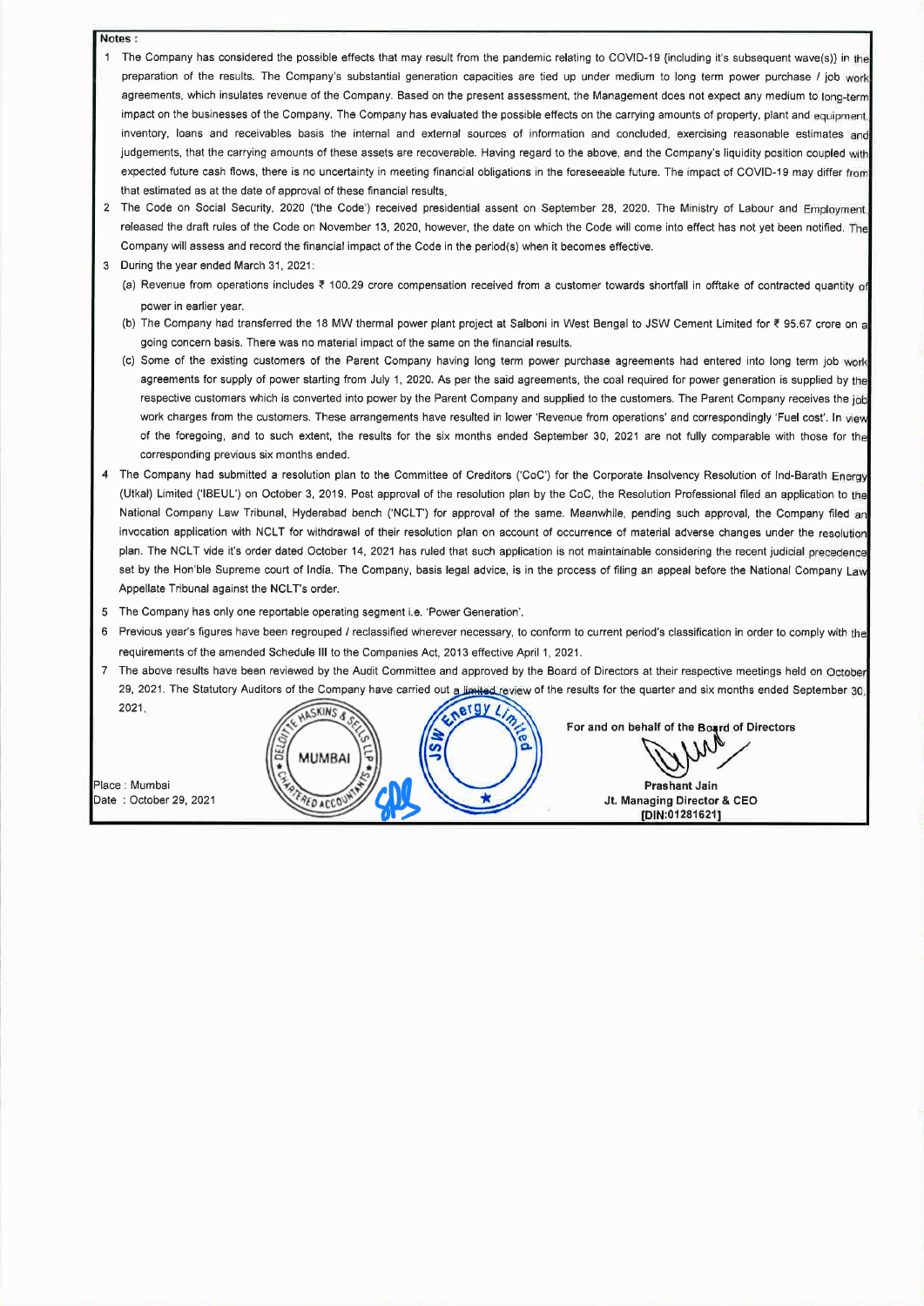**Notes :**

1. The Company has considered the possible effects that may result from the pandemic relating to COVID-19 {including it's subsequent wave(s)} in the preparation of the results. The Company's substantial generation capacities are tied up under medium to long term power purchase / job work agreements, which insulates revenue of the Company. Based on the present assessment, the Management does not expect any medium to long-term impact on the businesses of the Company. The Company has evaluated the possible effects on the carrying amounts of property, plant and equipment, inventory, loans and receivables basis the internal and external sources of information and concluded, exercising reasonable estimates and judgements, that the carrying amounts of these assets are recoverable. Having regard to the above, and the Company's liquidity position coupled with expected future cash flows, there is no uncertainty in meeting financial obligations in the foreseeable future. The impact of COVID-19 may differ from that estimated as at the date of approval of these financial results.
2. The Code on Social Security, 2020 ('the Code') received presidential assent on September 28, 2020. The Ministry of Labour and Employment released the draft rules of the Code on November 13, 2020, however, the date on which the Code will come into effect has not yet been notified. The Company will assess and record the financial impact of the Code in the period(s) when it becomes effective.
3. During the year ended March 31, 2021:
   (a) Revenue from operations includes ₹ 100.29 crore compensation received from a customer towards shortfall in offtake of contracted quantity of power in earlier year.
   (b) The Company had transferred the 18 MW thermal power plant project at Salboni in West Bengal to JSW Cement Limited for ₹ 95.67 crore on a going concern basis. There was no material impact of the same on the financial results.
   (c) Some of the existing customers of the Parent Company having long term power purchase agreements had entered into long term job work agreements for supply of power starting from July 1, 2020. As per the said agreements, the coal required for power generation is supplied by the respective customers which is converted into power by the Parent Company and supplied to the customers. The Parent Company receives the job work charges from the customers. These arrangements have resulted in lower 'Revenue from operations' and correspondingly 'Fuel cost'. In view of the foregoing, and to such extent, the results for the six months ended September 30, 2021 are not fully comparable with those for the corresponding previous six months ended.
4. The Company had submitted a resolution plan to the Committee of Creditors ('CoC') for the Corporate Insolvency Resolution of Ind-Barath Energy (Utkal) Limited ('IBEUL') on October 3, 2019. Post approval of the resolution plan by the CoC, the Resolution Professional filed an application to the National Company Law Tribunal, Hyderabad bench ('NCLT') for approval of the same. Meanwhile, pending such approval, the Company filed an invocation application with NCLT for withdrawal of their resolution plan on account of occurrence of material adverse changes under the resolution plan. The NCLT vide it's order dated October 14, 2021 has ruled that such application is not maintainable considering the recent judicial precedence set by the Hon'ble Supreme court of India. The Company, basis legal advice, is in the process of filing an appeal before the National Company Law Appellate Tribunal against the NCLT's order.
5. The Company has only one reportable operating segment i.e. 'Power Generation'.
6. Previous year's figures have been regrouped / reclassified wherever necessary, to conform to current period's classification in order to comply with the requirements of the amended Schedule III to the Companies Act, 2013 effective April 1, 2021.
7. The above results have been reviewed by the Audit Committee and approved by the Board of Directors at their respective meetings held on October 29, 2021. The Statutory Auditors of the Company have carried out a limited review of the results for the quarter and six months ended September 30, 2021.

For and on behalf of the Board of Directors

**Prashant Jain**
**Jt. Managing Director & CEO**
**[DIN:01281621]**

Place : Mumbai
Date : October 29, 2021